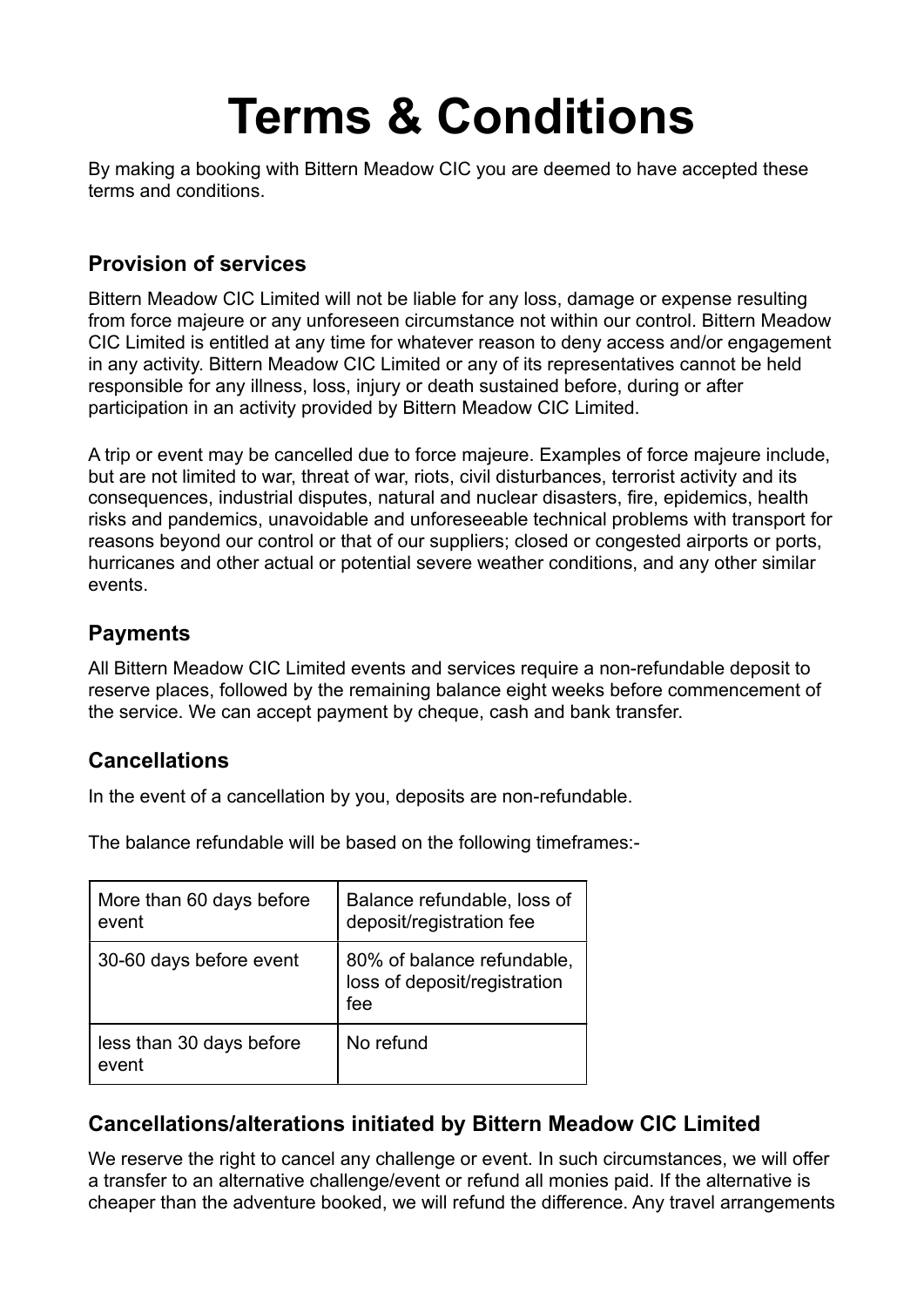# Terms & Conditions

By making a booking with Bittern Meadow CIC you are deemed to have accepted these terms and conditions.

## Provision of services

Bittern Meadow CIC Limited will not be liable for any loss, damage or expense resulting from force majeure or any unforeseen circumstance not within our control. Bittern Meadow CIC Limited is entitled at any time for whatever reason to deny access and/or engagement in any activity. Bittern Meadow CIC Limited or any of its representatives cannot be held responsible for any illness, loss, injury or death sustained before, during or after participation in an activity provided by Bittern Meadow CIC Limited.

A trip or event may be cancelled due to force majeure. Examples of force majeure include, but are not limited to war, threat of war, riots, civil disturbances, terrorist activity and its consequences, industrial disputes, natural and nuclear disasters, fire, epidemics, health risks and pandemics, unavoidable and unforeseeable technical problems with transport for reasons beyond our control or that of our suppliers; closed or congested airports or ports, hurricanes and other actual or potential severe weather conditions, and any other similar events.

## Payments

All Bittern Meadow CIC Limited events and services require a non-refundable deposit to reserve places, followed by the remaining balance eight weeks before commencement of the service. We can accept payment by cheque, cash and bank transfer.

## Cancellations

In the event of a cancellation by you, deposits are non-refundable.

The balance refundable will be based on the following timeframes:-

| | |
|---|---|
| More than 60 days before event | Balance refundable, loss of deposit/registration fee |
| 30-60 days before event | 80% of balance refundable, loss of deposit/registration fee |
| less than 30 days before event | No refund |

## Cancellations/alterations initiated by Bittern Meadow CIC Limited

We reserve the right to cancel any challenge or event. In such circumstances, we will offer a transfer to an alternative challenge/event or refund all monies paid. If the alternative is cheaper than the adventure booked, we will refund the difference. Any travel arrangements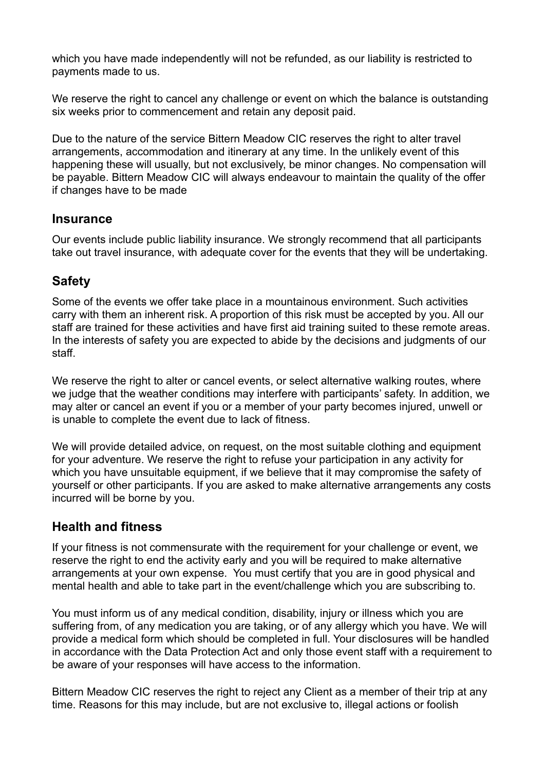which you have made independently will not be refunded, as our liability is restricted to payments made to us.

We reserve the right to cancel any challenge or event on which the balance is outstanding six weeks prior to commencement and retain any deposit paid.

Due to the nature of the service Bittern Meadow CIC reserves the right to alter travel arrangements, accommodation and itinerary at any time. In the unlikely event of this happening these will usually, but not exclusively, be minor changes. No compensation will be payable. Bittern Meadow CIC will always endeavour to maintain the quality of the offer if changes have to be made

## Insurance

Our events include public liability insurance. We strongly recommend that all participants take out travel insurance, with adequate cover for the events that they will be undertaking.

## Safety

Some of the events we offer take place in a mountainous environment. Such activities carry with them an inherent risk. A proportion of this risk must be accepted by you. All our staff are trained for these activities and have first aid training suited to these remote areas. In the interests of safety you are expected to abide by the decisions and judgments of our staff.

We reserve the right to alter or cancel events, or select alternative walking routes, where we judge that the weather conditions may interfere with participants' safety. In addition, we may alter or cancel an event if you or a member of your party becomes injured, unwell or is unable to complete the event due to lack of fitness.

We will provide detailed advice, on request, on the most suitable clothing and equipment for your adventure. We reserve the right to refuse your participation in any activity for which you have unsuitable equipment, if we believe that it may compromise the safety of yourself or other participants. If you are asked to make alternative arrangements any costs incurred will be borne by you.

## Health and fitness

If your fitness is not commensurate with the requirement for your challenge or event, we reserve the right to end the activity early and you will be required to make alternative arrangements at your own expense. You must certify that you are in good physical and mental health and able to take part in the event/challenge which you are subscribing to.

You must inform us of any medical condition, disability, injury or illness which you are suffering from, of any medication you are taking, or of any allergy which you have. We will provide a medical form which should be completed in full. Your disclosures will be handled in accordance with the Data Protection Act and only those event staff with a requirement to be aware of your responses will have access to the information.

Bittern Meadow CIC reserves the right to reject any Client as a member of their trip at any time. Reasons for this may include, but are not exclusive to, illegal actions or foolish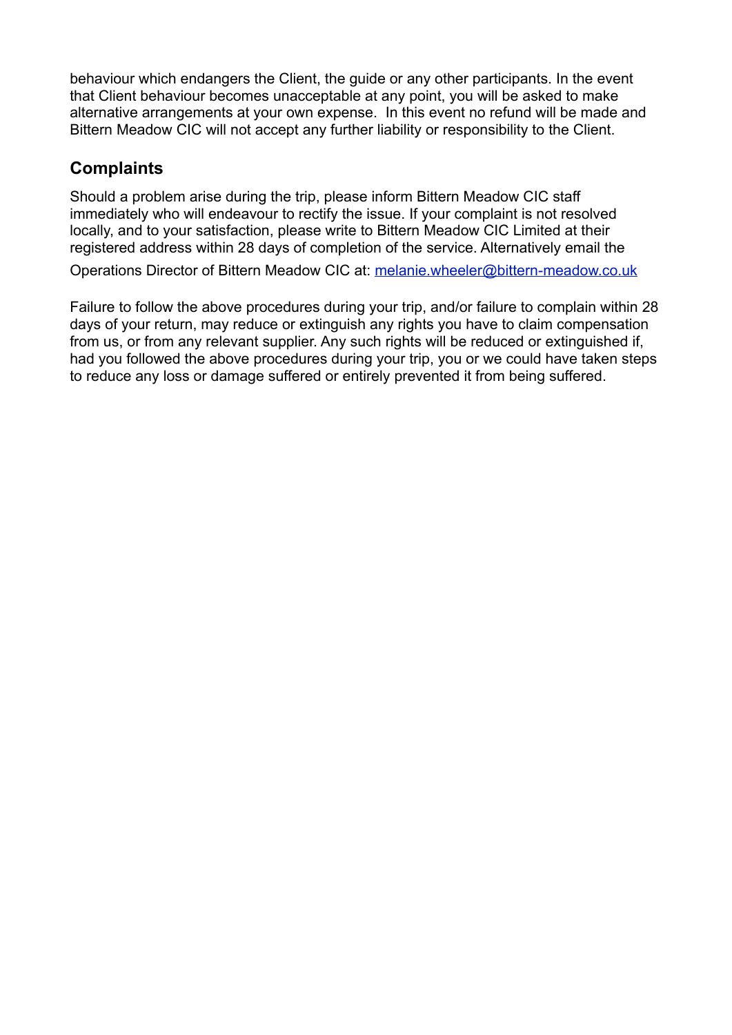behaviour which endangers the Client, the guide or any other participants. In the event that Client behaviour becomes unacceptable at any point, you will be asked to make alternative arrangements at your own expense.  In this event no refund will be made and Bittern Meadow CIC will not accept any further liability or responsibility to the Client.

## Complaints

Should a problem arise during the trip, please inform Bittern Meadow CIC staff immediately who will endeavour to rectify the issue. If your complaint is not resolved locally, and to your satisfaction, please write to Bittern Meadow CIC Limited at their registered address within 28 days of completion of the service. Alternatively email the Operations Director of Bittern Meadow CIC at: [melanie.wheeler@bittern-meadow.co.uk](mailto:melanie.wheeler@bittern-meadow.co.uk)

Failure to follow the above procedures during your trip, and/or failure to complain within 28 days of your return, may reduce or extinguish any rights you have to claim compensation from us, or from any relevant supplier. Any such rights will be reduced or extinguished if, had you followed the above procedures during your trip, you or we could have taken steps to reduce any loss or damage suffered or entirely prevented it from being suffered.